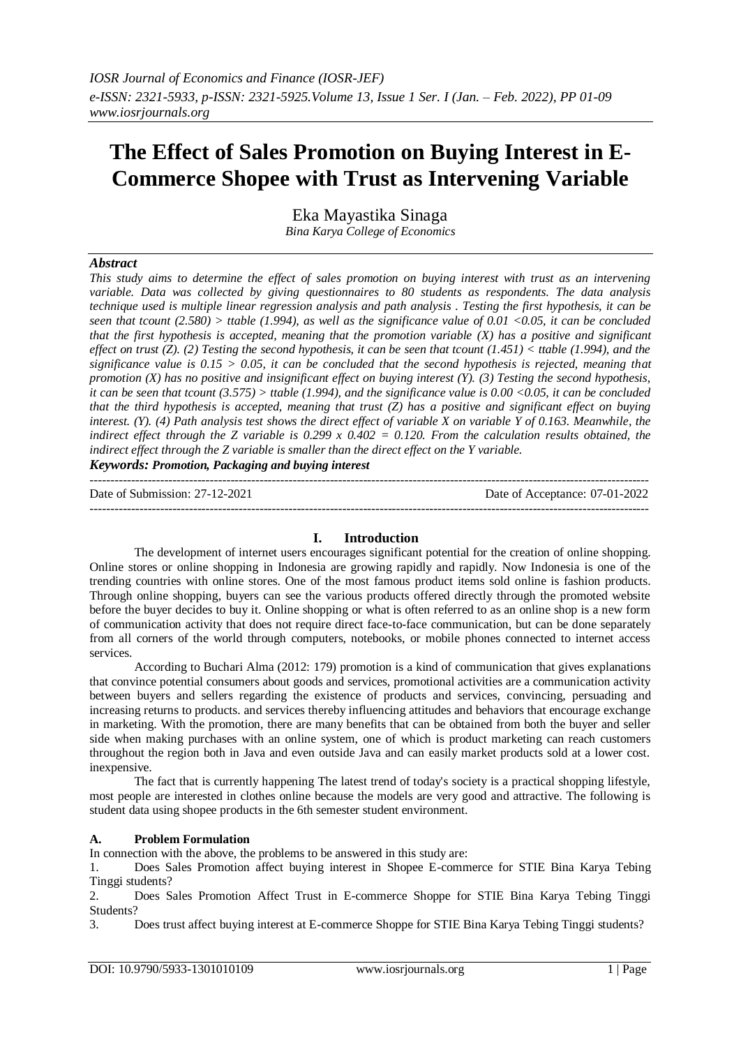# The Effect of Sales Promotion on Buying Interest in E-Commerce Shopee with Trust as Intervening Variable

Eka Mayastika Sinaga

*Bina Karya College of Economics*

## *Abstract*

*This study aims to determine the effect of sales promotion on buying interest with trust as an intervening variable. Data was collected by giving questionnaires to 80 students as respondents. The data analysis technique used is multiple linear regression analysis and path analysis . Testing the first hypothesis, it can be seen that tcount (2.580) > ttable (1.994), as well as the significance value of 0.01 <0.05, it can be concluded that the first hypothesis is accepted, meaning that the promotion variable (X) has a positive and significant effect on trust (Z). (2) Testing the second hypothesis, it can be seen that tcount (1.451) < ttable (1.994), and the significance value is 0.15 > 0.05, it can be concluded that the second hypothesis is rejected, meaning that promotion (X) has no positive and insignificant effect on buying interest (Y). (3) Testing the second hypothesis, it can be seen that tcount (3.575) > ttable (1.994), and the significance value is 0.00 <0.05, it can be concluded that the third hypothesis is accepted, meaning that trust (Z) has a positive and significant effect on buying interest. (Y). (4) Path analysis test shows the direct effect of variable X on variable Y of 0.163. Meanwhile, the indirect effect through the Z variable is 0.299 x 0.402 = 0.120. From the calculation results obtained, the indirect effect through the Z variable is smaller than the direct effect on the Y variable.*

***Keywords: Promotion, Packaging and buying interest***

Date of Submission: 27-12-2021 | Date of Acceptance: 07-01-2022

## I. Introduction

The development of internet users encourages significant potential for the creation of online shopping. Online stores or online shopping in Indonesia are growing rapidly and rapidly. Now Indonesia is one of the trending countries with online stores. One of the most famous product items sold online is fashion products. Through online shopping, buyers can see the various products offered directly through the promoted website before the buyer decides to buy it. Online shopping or what is often referred to as an online shop is a new form of communication activity that does not require direct face-to-face communication, but can be done separately from all corners of the world through computers, notebooks, or mobile phones connected to internet access services.

According to Buchari Alma (2012: 179) promotion is a kind of communication that gives explanations that convince potential consumers about goods and services, promotional activities are a communication activity between buyers and sellers regarding the existence of products and services, convincing, persuading and increasing returns to products. and services thereby influencing attitudes and behaviors that encourage exchange in marketing. With the promotion, there are many benefits that can be obtained from both the buyer and seller side when making purchases with an online system, one of which is product marketing can reach customers throughout the region both in Java and even outside Java and can easily market products sold at a lower cost. inexpensive.

The fact that is currently happening The latest trend of today's society is a practical shopping lifestyle, most people are interested in clothes online because the models are very good and attractive. The following is student data using shopee products in the 6th semester student environment.

### A. Problem Formulation

In connection with the above, the problems to be answered in this study are:

1. Does Sales Promotion affect buying interest in Shopee E-commerce for STIE Bina Karya Tebing Tinggi students?
2. Does Sales Promotion Affect Trust in E-commerce Shoppe for STIE Bina Karya Tebing Tinggi Students?
3. Does trust affect buying interest at E-commerce Shoppe for STIE Bina Karya Tebing Tinggi students?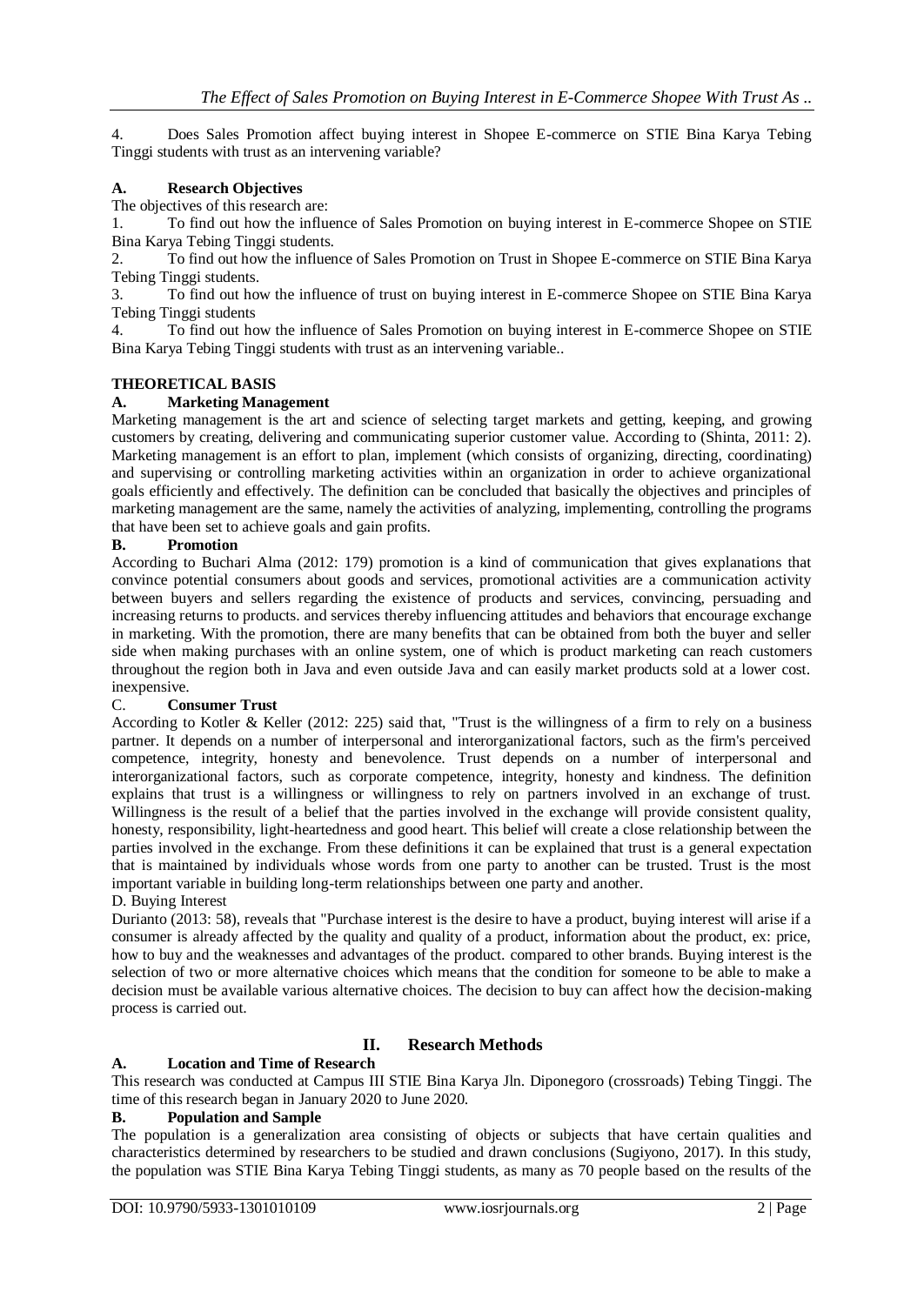4. Does Sales Promotion affect buying interest in Shopee E-commerce on STIE Bina Karya Tebing Tinggi students with trust as an intervening variable?

### A. Research Objectives

The objectives of this research are:

1. To find out how the influence of Sales Promotion on buying interest in E-commerce Shopee on STIE Bina Karya Tebing Tinggi students.
2. To find out how the influence of Sales Promotion on Trust in Shopee E-commerce on STIE Bina Karya Tebing Tinggi students.
3. To find out how the influence of trust on buying interest in E-commerce Shopee on STIE Bina Karya Tebing Tinggi students
4. To find out how the influence of Sales Promotion on buying interest in E-commerce Shopee on STIE Bina Karya Tebing Tinggi students with trust as an intervening variable..

## THEORETICAL BASIS

### A. Marketing Management

Marketing management is the art and science of selecting target markets and getting, keeping, and growing customers by creating, delivering and communicating superior customer value. According to (Shinta, 2011: 2). Marketing management is an effort to plan, implement (which consists of organizing, directing, coordinating) and supervising or controlling marketing activities within an organization in order to achieve organizational goals efficiently and effectively. The definition can be concluded that basically the objectives and principles of marketing management are the same, namely the activities of analyzing, implementing, controlling the programs that have been set to achieve goals and gain profits.

### B. Promotion

According to Buchari Alma (2012: 179) promotion is a kind of communication that gives explanations that convince potential consumers about goods and services, promotional activities are a communication activity between buyers and sellers regarding the existence of products and services, convincing, persuading and increasing returns to products. and services thereby influencing attitudes and behaviors that encourage exchange in marketing. With the promotion, there are many benefits that can be obtained from both the buyer and seller side when making purchases with an online system, one of which is product marketing can reach customers throughout the region both in Java and even outside Java and can easily market products sold at a lower cost. inexpensive.

### C. Consumer Trust

According to Kotler & Keller (2012: 225) said that, "Trust is the willingness of a firm to rely on a business partner. It depends on a number of interpersonal and interorganizational factors, such as the firm's perceived competence, integrity, honesty and benevolence. Trust depends on a number of interpersonal and interorganizational factors, such as corporate competence, integrity, honesty and kindness. The definition explains that trust is a willingness or willingness to rely on partners involved in an exchange of trust. Willingness is the result of a belief that the parties involved in the exchange will provide consistent quality, honesty, responsibility, light-heartedness and good heart. This belief will create a close relationship between the parties involved in the exchange. From these definitions it can be explained that trust is a general expectation that is maintained by individuals whose words from one party to another can be trusted. Trust is the most important variable in building long-term relationships between one party and another.

### D. Buying Interest

Durianto (2013: 58), reveals that "Purchase interest is the desire to have a product, buying interest will arise if a consumer is already affected by the quality and quality of a product, information about the product, ex: price, how to buy and the weaknesses and advantages of the product. compared to other brands. Buying interest is the selection of two or more alternative choices which means that the condition for someone to be able to make a decision must be available various alternative choices. The decision to buy can affect how the decision-making process is carried out.

## II. Research Methods

### A. Location and Time of Research

This research was conducted at Campus III STIE Bina Karya Jln. Diponegoro (crossroads) Tebing Tinggi. The time of this research began in January 2020 to June 2020.

### B. Population and Sample

The population is a generalization area consisting of objects or subjects that have certain qualities and characteristics determined by researchers to be studied and drawn conclusions (Sugiyono, 2017). In this study, the population was STIE Bina Karya Tebing Tinggi students, as many as 70 people based on the results of the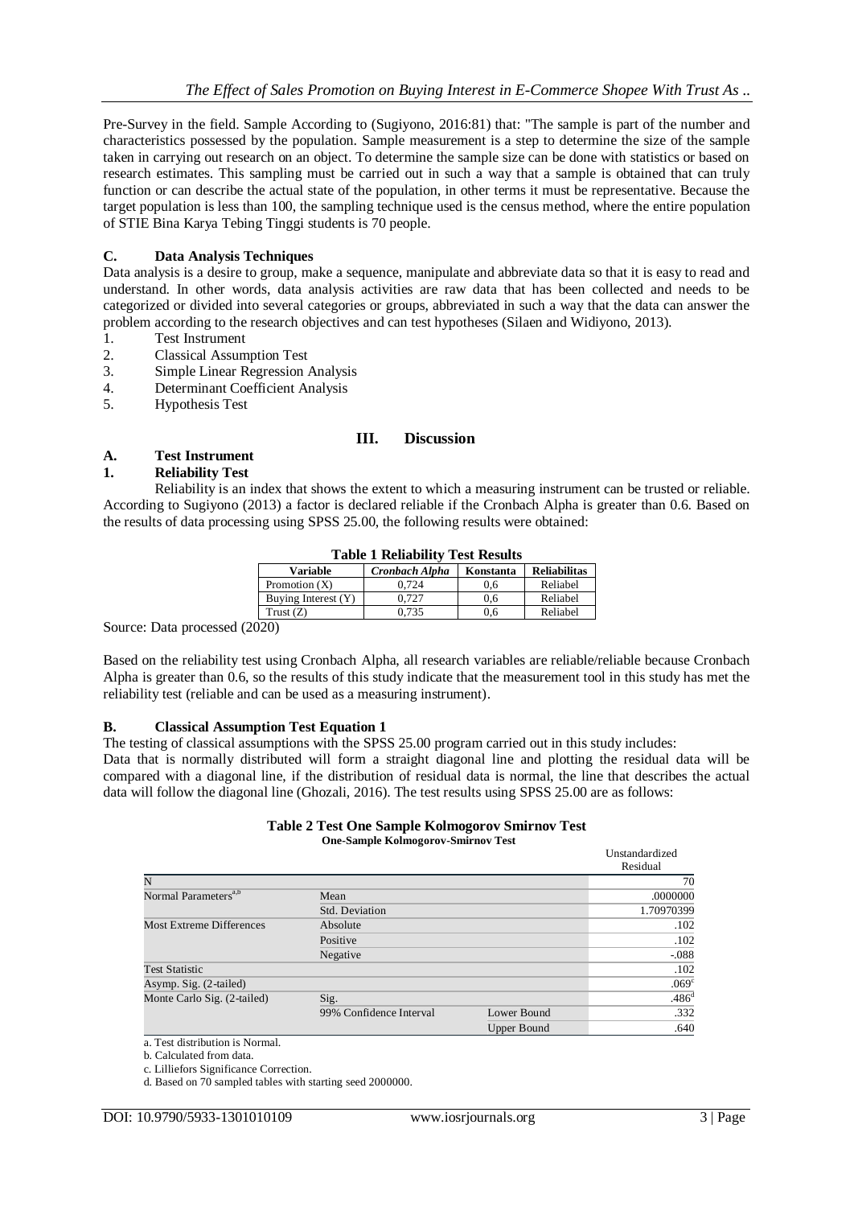Pre-Survey in the field. Sample According to (Sugiyono, 2016:81) that: "The sample is part of the number and characteristics possessed by the population. Sample measurement is a step to determine the size of the sample taken in carrying out research on an object. To determine the sample size can be done with statistics or based on research estimates. This sampling must be carried out in such a way that a sample is obtained that can truly function or can describe the actual state of the population, in other terms it must be representative. Because the target population is less than 100, the sampling technique used is the census method, where the entire population of STIE Bina Karya Tebing Tinggi students is 70 people.

### C. Data Analysis Techniques

Data analysis is a desire to group, make a sequence, manipulate and abbreviate data so that it is easy to read and understand. In other words, data analysis activities are raw data that has been collected and needs to be categorized or divided into several categories or groups, abbreviated in such a way that the data can answer the problem according to the research objectives and can test hypotheses (Silaen and Widiyono, 2013).

1. Test Instrument
2. Classical Assumption Test
3. Simple Linear Regression Analysis
4. Determinant Coefficient Analysis
5. Hypothesis Test

## III. Discussion

### A. Test Instrument

#### 1. Reliability Test

Reliability is an index that shows the extent to which a measuring instrument can be trusted or reliable. According to Sugiyono (2013) a factor is declared reliable if the Cronbach Alpha is greater than 0.6. Based on the results of data processing using SPSS 25.00, the following results were obtained:

**Table 1 Reliability Test Results**

| Variable | *Cronbach Alpha* | Konstanta | Reliabilitas |
|---|---|---|---|
| Promotion (X) | 0,724 | 0,6 | Reliabel |
| Buying Interest (Y) | 0,727 | 0,6 | Reliabel |
| Trust (Z) | 0,735 | 0,6 | Reliabel |

Source: Data processed (2020)

Based on the reliability test using Cronbach Alpha, all research variables are reliable/reliable because Cronbach Alpha is greater than 0.6, so the results of this study indicate that the measurement tool in this study has met the reliability test (reliable and can be used as a measuring instrument).

### B. Classical Assumption Test Equation 1

The testing of classical assumptions with the SPSS 25.00 program carried out in this study includes:

Data that is normally distributed will form a straight diagonal line and plotting the residual data will be compared with a diagonal line, if the distribution of residual data is normal, the line that describes the actual data will follow the diagonal line (Ghozali, 2016). The test results using SPSS 25.00 are as follows:

**Table 2 Test One Sample Kolmogorov Smirnov Test**

**One-Sample Kolmogorov-Smirnov Test**

| | | | Unstandardized Residual |
|---|---|---|---|
| N | | | 70 |
| Normal Parameters[a,b] | Mean | | .0000000 |
| | Std. Deviation | | 1.70970399 |
| Most Extreme Differences | Absolute | | .102 |
| | Positive | | .102 |
| | Negative | | -.088 |
| Test Statistic | | | .102 |
| Asymp. Sig. (2-tailed) | | | .069[c] |
| Monte Carlo Sig. (2-tailed) | Sig. | | .486[d] |
| | 99% Confidence Interval | Lower Bound | .332 |
| | | Upper Bound | .640 |

a. Test distribution is Normal.

b. Calculated from data.

c. Lilliefors Significance Correction.

d. Based on 70 sampled tables with starting seed 2000000.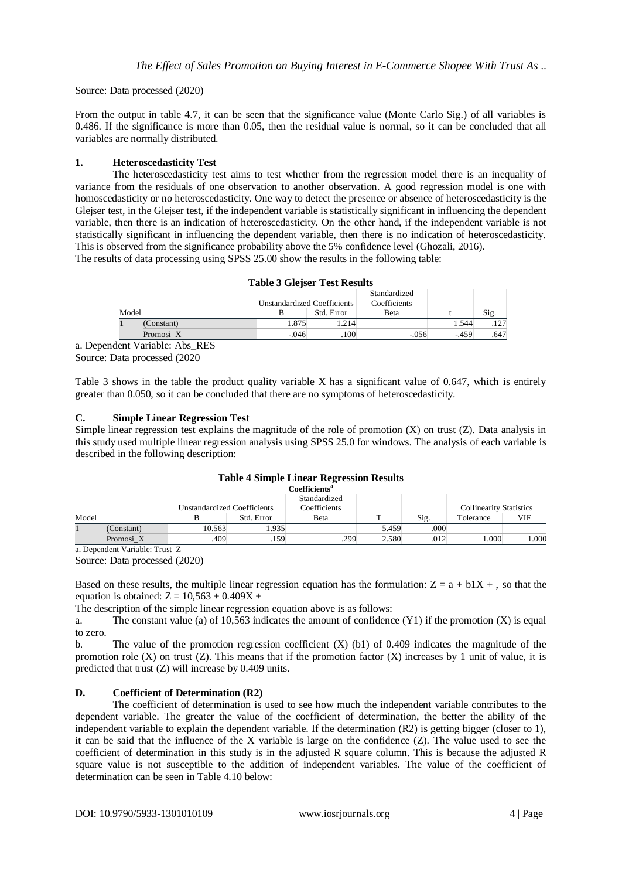Source: Data processed (2020)

From the output in table 4.7, it can be seen that the significance value (Monte Carlo Sig.) of all variables is 0.486. If the significance is more than 0.05, then the residual value is normal, so it can be concluded that all variables are normally distributed.

### 1. Heteroscedasticity Test

The heteroscedasticity test aims to test whether from the regression model there is an inequality of variance from the residuals of one observation to another observation. A good regression model is one with homoscedasticity or no heteroscedasticity. One way to detect the presence or absence of heteroscedasticity is the Glejser test, in the Glejser test, if the independent variable is statistically significant in influencing the dependent variable, then there is an indication of heteroscedasticity. On the other hand, if the independent variable is not statistically significant in influencing the dependent variable, then there is no indication of heteroscedasticity. This is observed from the significance probability above the 5% confidence level (Ghozali, 2016).
The results of data processing using SPSS 25.00 show the results in the following table:

**Table 3 Glejser Test Results**

| Model | | Unstandardized Coefficients | | Standardized Coefficients | | |
|---|---|---|---|---|---|---|
| | | B | Std. Error | Beta | t | Sig. |
| 1 | (Constant) | 1.875 | 1.214 | | 1.544 | .127 |
| | Promosi_X | -.046 | .100 | -.056 | -.459 | .647 |

a. Dependent Variable: Abs_RES
Source: Data processed (2020

Table 3 shows in the table the product quality variable X has a significant value of 0.647, which is entirely greater than 0.050, so it can be concluded that there are no symptoms of heteroscedasticity.

### C. Simple Linear Regression Test

Simple linear regression test explains the magnitude of the role of promotion (X) on trust (Z). Data analysis in this study used multiple linear regression analysis using SPSS 25.0 for windows. The analysis of each variable is described in the following description:

**Table 4 Simple Linear Regression Results**

Coefficients[a]

| Model | | Unstandardized Coefficients | | Standardized Coefficients | | | Collinearity Statistics | |
|---|---|---|---|---|---|---|---|---|
| | | B | Std. Error | Beta | T | Sig. | Tolerance | VIF |
| 1 | (Constant) | 10.563 | 1.935 | | 5.459 | .000 | | |
| | Promosi_X | .409 | .159 | .299 | 2.580 | .012 | 1.000 | 1.000 |

a. Dependent Variable: Trust_Z
Source: Data processed (2020)

Based on these results, the multiple linear regression equation has the formulation: $Z = a + b1X +$ , so that the equation is obtained: $Z = 10{,}563 + 0.409X +$

The description of the simple linear regression equation above is as follows:

a. The constant value (a) of 10,563 indicates the amount of confidence (Y1) if the promotion (X) is equal to zero.

b. The value of the promotion regression coefficient (X) (b1) of 0.409 indicates the magnitude of the promotion role (X) on trust (Z). This means that if the promotion factor (X) increases by 1 unit of value, it is predicted that trust (Z) will increase by 0.409 units.

### D. Coefficient of Determination (R2)

The coefficient of determination is used to see how much the independent variable contributes to the dependent variable. The greater the value of the coefficient of determination, the better the ability of the independent variable to explain the dependent variable. If the determination (R2) is getting bigger (closer to 1), it can be said that the influence of the X variable is large on the confidence (Z). The value used to see the coefficient of determination in this study is in the adjusted R square column. This is because the adjusted R square value is not susceptible to the addition of independent variables. The value of the coefficient of determination can be seen in Table 4.10 below: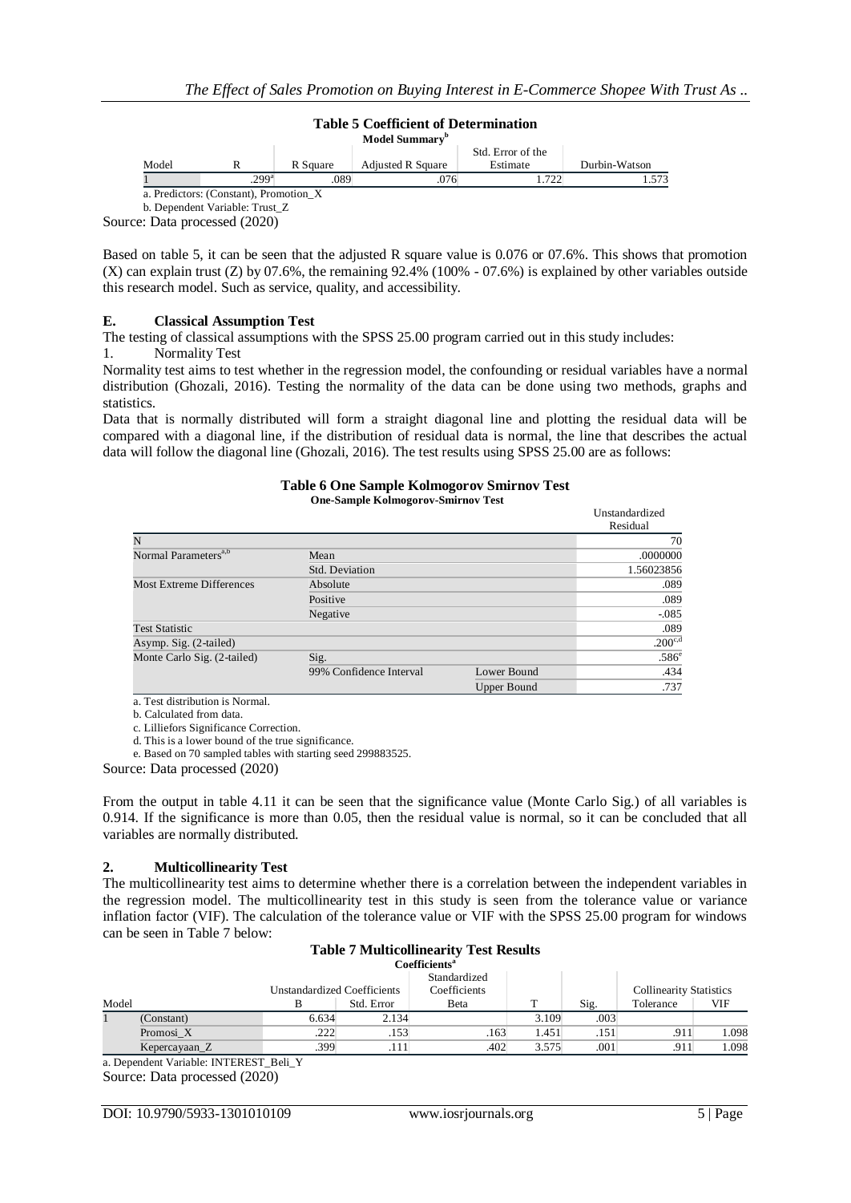**Table 5 Coefficient of Determination**

**Model Summary**[b]

| Model | R | R Square | Adjusted R Square | Std. Error of the Estimate | Durbin-Watson |
|---|---|---|---|---|---|
| 1 | .299[a] | .089 | .076 | 1.722 | 1.573 |

a. Predictors: (Constant), Promotion_X

b. Dependent Variable: Trust_Z

Source: Data processed (2020)

Based on table 5, it can be seen that the adjusted R square value is 0.076 or 07.6%. This shows that promotion (X) can explain trust (Z) by 07.6%, the remaining 92.4% (100% - 07.6%) is explained by other variables outside this research model. Such as service, quality, and accessibility.

## E. Classical Assumption Test

The testing of classical assumptions with the SPSS 25.00 program carried out in this study includes:

1. Normality Test

Normality test aims to test whether in the regression model, the confounding or residual variables have a normal distribution (Ghozali, 2016). Testing the normality of the data can be done using two methods, graphs and statistics.

Data that is normally distributed will form a straight diagonal line and plotting the residual data will be compared with a diagonal line, if the distribution of residual data is normal, the line that describes the actual data will follow the diagonal line (Ghozali, 2016). The test results using SPSS 25.00 are as follows:

**Table 6 One Sample Kolmogorov Smirnov Test**

**One-Sample Kolmogorov-Smirnov Test**

| | | | Unstandardized Residual |
|---|---|---|---|
| N | | | 70 |
| Normal Parameters[a,b] | Mean | | .0000000 |
| | Std. Deviation | | 1.56023856 |
| Most Extreme Differences | Absolute | | .089 |
| | Positive | | .089 |
| | Negative | | -.085 |
| Test Statistic | | | .089 |
| Asymp. Sig. (2-tailed) | | | .200[c,d] |
| Monte Carlo Sig. (2-tailed) | Sig. | | .586[e] |
| | 99% Confidence Interval | Lower Bound | .434 |
| | | Upper Bound | .737 |

a. Test distribution is Normal.

b. Calculated from data.

c. Lilliefors Significance Correction.

d. This is a lower bound of the true significance.

e. Based on 70 sampled tables with starting seed 299883525.

Source: Data processed (2020)

From the output in table 4.11 it can be seen that the significance value (Monte Carlo Sig.) of all variables is 0.914. If the significance is more than 0.05, then the residual value is normal, so it can be concluded that all variables are normally distributed.

## 2. Multicollinearity Test

The multicollinearity test aims to determine whether there is a correlation between the independent variables in the regression model. The multicollinearity test in this study is seen from the tolerance value or variance inflation factor (VIF). The calculation of the tolerance value or VIF with the SPSS 25.00 program for windows can be seen in Table 7 below:

**Table 7 Multicollinearity Test Results**

**Coefficients**[a]

| Model | | Unstandardized Coefficients | | Standardized Coefficients | T | Sig. | Collinearity Statistics | |
|---|---|---|---|---|---|---|---|---|
| | | B | Std. Error | Beta | | | Tolerance | VIF |
| 1 | (Constant) | 6.634 | 2.134 | | 3.109 | .003 | | |
| | Promosi_X | .222 | .153 | .163 | 1.451 | .151 | .911 | 1.098 |
| | Kepercayaan_Z | .399 | .111 | .402 | 3.575 | .001 | .911 | 1.098 |

a. Dependent Variable: INTEREST_Beli_Y

Source: Data processed (2020)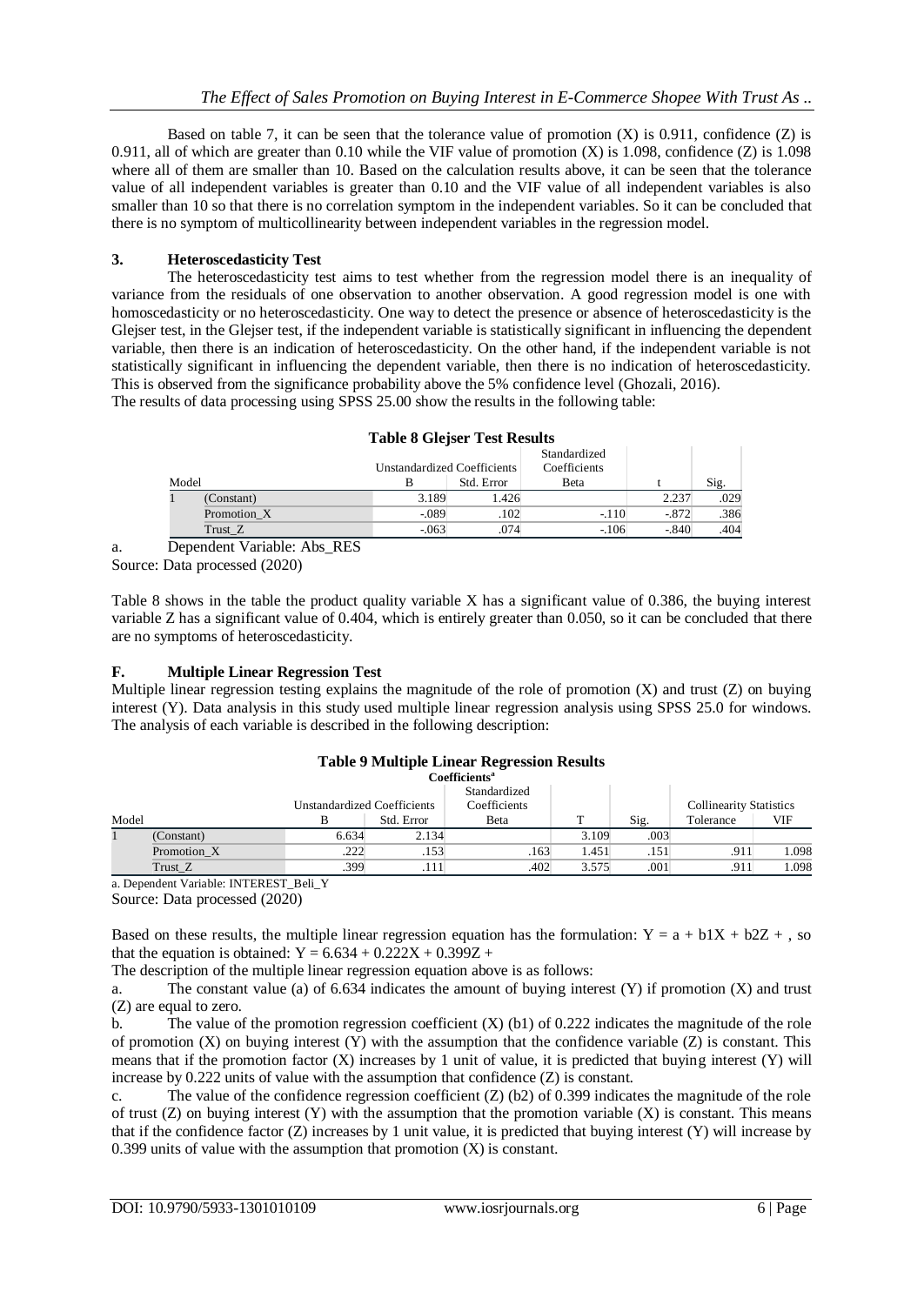Based on table 7, it can be seen that the tolerance value of promotion (X) is 0.911, confidence (Z) is 0.911, all of which are greater than 0.10 while the VIF value of promotion (X) is 1.098, confidence (Z) is 1.098 where all of them are smaller than 10. Based on the calculation results above, it can be seen that the tolerance value of all independent variables is greater than 0.10 and the VIF value of all independent variables is also smaller than 10 so that there is no correlation symptom in the independent variables. So it can be concluded that there is no symptom of multicollinearity between independent variables in the regression model.

### 3. Heteroscedasticity Test

The heteroscedasticity test aims to test whether from the regression model there is an inequality of variance from the residuals of one observation to another observation. A good regression model is one with homoscedasticity or no heteroscedasticity. One way to detect the presence or absence of heteroscedasticity is the Glejser test, in the Glejser test, if the independent variable is statistically significant in influencing the dependent variable, then there is an indication of heteroscedasticity. On the other hand, if the independent variable is not statistically significant in influencing the dependent variable, then there is no indication of heteroscedasticity. This is observed from the significance probability above the 5% confidence level (Ghozali, 2016).
The results of data processing using SPSS 25.00 show the results in the following table:

**Table 8 Glejser Test Results**

| Model | | Unstandardized Coefficients | | Standardized Coefficients | | |
|---|---|---|---|---|---|---|
| | | B | Std. Error | Beta | t | Sig. |
| 1 | (Constant) | 3.189 | 1.426 | | 2.237 | .029 |
| | Promotion_X | -.089 | .102 | -.110 | -.872 | .386 |
| | Trust_Z | -.063 | .074 | -.106 | -.840 | .404 |

a. Dependent Variable: Abs_RES

Source: Data processed (2020)

Table 8 shows in the table the product quality variable X has a significant value of 0.386, the buying interest variable Z has a significant value of 0.404, which is entirely greater than 0.050, so it can be concluded that there are no symptoms of heteroscedasticity.

## F. Multiple Linear Regression Test

Multiple linear regression testing explains the magnitude of the role of promotion (X) and trust (Z) on buying interest (Y). Data analysis in this study used multiple linear regression analysis using SPSS 25.0 for windows. The analysis of each variable is described in the following description:

**Table 9 Multiple Linear Regression Results**

**Coefficients[a]**

| Model | | Unstandardized Coefficients | | Standardized Coefficients | | | Collinearity Statistics | |
|---|---|---|---|---|---|---|---|---|
| | | B | Std. Error | Beta | T | Sig. | Tolerance | VIF |
| 1 | (Constant) | 6.634 | 2.134 | | 3.109 | .003 | | |
| | Promotion_X | .222 | .153 | .163 | 1.451 | .151 | .911 | 1.098 |
| | Trust_Z | .399 | .111 | .402 | 3.575 | .001 | .911 | 1.098 |

a. Dependent Variable: INTEREST_Beli_Y

Source: Data processed (2020)

Based on these results, the multiple linear regression equation has the formulation: $Y = a + b1X + b2Z +$ , so that the equation is obtained: $Y = 6.634 + 0.222X + 0.399Z +$

The description of the multiple linear regression equation above is as follows:

a. The constant value (a) of 6.634 indicates the amount of buying interest (Y) if promotion (X) and trust (Z) are equal to zero.

b. The value of the promotion regression coefficient (X) (b1) of 0.222 indicates the magnitude of the role of promotion (X) on buying interest (Y) with the assumption that the confidence variable (Z) is constant. This means that if the promotion factor (X) increases by 1 unit of value, it is predicted that buying interest (Y) will increase by 0.222 units of value with the assumption that confidence (Z) is constant.

c. The value of the confidence regression coefficient (Z) (b2) of 0.399 indicates the magnitude of the role of trust (Z) on buying interest (Y) with the assumption that the promotion variable (X) is constant. This means that if the confidence factor (Z) increases by 1 unit value, it is predicted that buying interest (Y) will increase by 0.399 units of value with the assumption that promotion (X) is constant.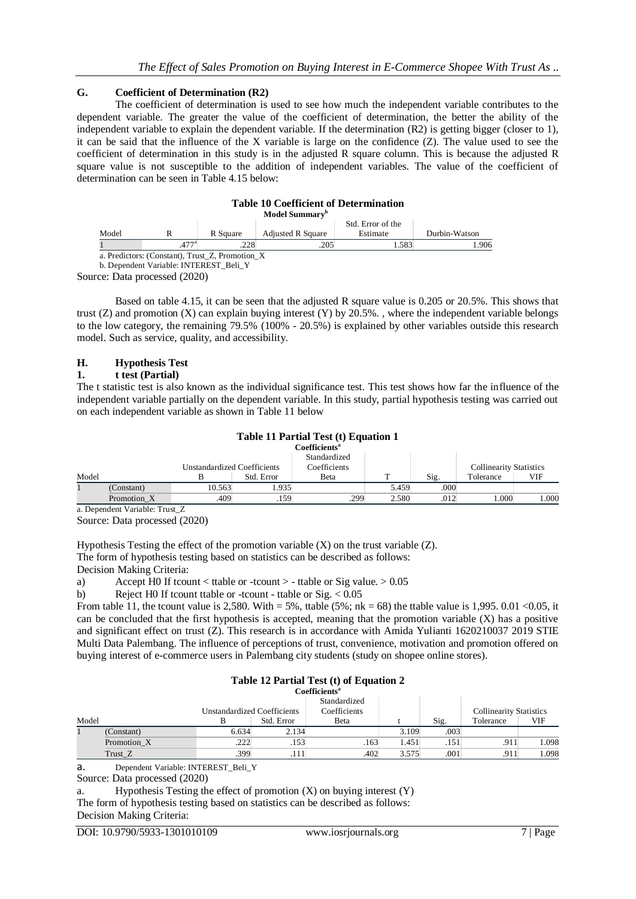## G. Coefficient of Determination (R2)

The coefficient of determination is used to see how much the independent variable contributes to the dependent variable. The greater the value of the coefficient of determination, the better the ability of the independent variable to explain the dependent variable. If the determination (R2) is getting bigger (closer to 1), it can be said that the influence of the X variable is large on the confidence (Z). The value used to see the coefficient of determination in this study is in the adjusted R square column. This is because the adjusted R square value is not susceptible to the addition of independent variables. The value of the coefficient of determination can be seen in Table 4.15 below:

**Table 10 Coefficient of Determination**

**Model Summary[b]**

| Model | R | R Square | Adjusted R Square | Std. Error of the Estimate | Durbin-Watson |
|---|---|---|---|---|---|
| 1 | .477[a] | .228 | .205 | 1.583 | 1.906 |

a. Predictors: (Constant), Trust_Z, Promotion_X

b. Dependent Variable: INTEREST_Beli_Y

Source: Data processed (2020)

Based on table 4.15, it can be seen that the adjusted R square value is 0.205 or 20.5%. This shows that trust (Z) and promotion (X) can explain buying interest (Y) by 20.5%. , where the independent variable belongs to the low category, the remaining 79.5% (100% - 20.5%) is explained by other variables outside this research model. Such as service, quality, and accessibility.

## H. Hypothesis Test

### 1. t test (Partial)

The t statistic test is also known as the individual significance test. This test shows how far the influence of the independent variable partially on the dependent variable. In this study, partial hypothesis testing was carried out on each independent variable as shown in Table 11 below

**Table 11 Partial Test (t) Equation 1**

**Coefficients[a]**

| Model | | Unstandardized Coefficients | | Standardized Coefficients | T | Sig. | Collinearity Statistics | |
|---|---|---|---|---|---|---|---|---|
| | | B | Std. Error | Beta | | | Tolerance | VIF |
| 1 | (Constant) | 10.563 | 1.935 | | 5.459 | .000 | | |
| | Promotion_X | .409 | .159 | .299 | 2.580 | .012 | 1.000 | 1.000 |

a. Dependent Variable: Trust_Z

Source: Data processed (2020)

Hypothesis Testing the effect of the promotion variable (X) on the trust variable (Z).

The form of hypothesis testing based on statistics can be described as follows:

Decision Making Criteria:

a) Accept H0 If tcount < ttable or -tcount > - ttable or Sig value. > 0.05

b) Reject H0 If tcount ttable or -tcount - ttable or Sig. < 0.05

From table 11, the tcount value is 2,580. With = 5%, ttable (5%; nk = 68) the ttable value is 1,995. 0.01 <0.05, it can be concluded that the first hypothesis is accepted, meaning that the promotion variable (X) has a positive and significant effect on trust (Z). This research is in accordance with Amida Yulianti 1620210037 2019 STIE Multi Data Palembang. The influence of perceptions of trust, convenience, motivation and promotion offered on buying interest of e-commerce users in Palembang city students (study on shopee online stores).

**Table 12 Partial Test (t) of Equation 2**

**Coefficients[a]**

| Model | | Unstandardized Coefficients | | Standardized Coefficients | t | Sig. | Collinearity Statistics | |
|---|---|---|---|---|---|---|---|---|
| | | B | Std. Error | Beta | | | Tolerance | VIF |
| 1 | (Constant) | 6.634 | 2.134 | | 3.109 | .003 | | |
| | Promotion_X | .222 | .153 | .163 | 1.451 | .151 | .911 | 1.098 |
| | Trust_Z | .399 | .111 | .402 | 3.575 | .001 | .911 | 1.098 |

a. Dependent Variable: INTEREST_Beli_Y

Source: Data processed (2020)

a. Hypothesis Testing the effect of promotion (X) on buying interest (Y)

The form of hypothesis testing based on statistics can be described as follows:

Decision Making Criteria: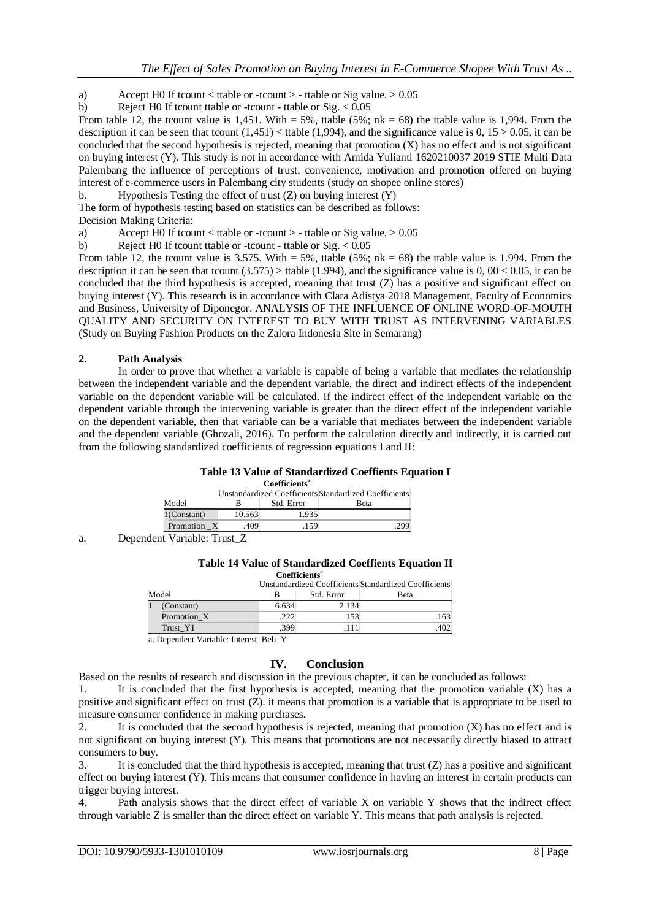a) Accept H0 If tcount < ttable or -tcount > - ttable or Sig value. > 0.05

b) Reject H0 If tcount ttable or -tcount - ttable or Sig. < 0.05

From table 12, the tcount value is 1,451. With = 5%, ttable (5%; nk = 68) the ttable value is 1,994. From the description it can be seen that tcount (1,451) < ttable (1,994), and the significance value is 0, 15 > 0.05, it can be concluded that the second hypothesis is rejected, meaning that promotion (X) has no effect and is not significant on buying interest (Y). This study is not in accordance with Amida Yulianti 1620210037 2019 STIE Multi Data Palembang the influence of perceptions of trust, convenience, motivation and promotion offered on buying interest of e-commerce users in Palembang city students (study on shopee online stores)

b. Hypothesis Testing the effect of trust (Z) on buying interest (Y)

The form of hypothesis testing based on statistics can be described as follows:

Decision Making Criteria:

a) Accept H0 If tcount < ttable or -tcount > - ttable or Sig value. > 0.05

b) Reject H0 If tcount ttable or -tcount - ttable or Sig. < 0.05

From table 12, the tcount value is 3.575. With = 5%, ttable (5%; nk = 68) the ttable value is 1.994. From the description it can be seen that tcount (3.575) > ttable (1.994), and the significance value is 0, 00 < 0.05, it can be concluded that the third hypothesis is accepted, meaning that trust (Z) has a positive and significant effect on buying interest (Y). This research is in accordance with Clara Adistya 2018 Management, Faculty of Economics and Business, University of Diponegor. ANALYSIS OF THE INFLUENCE OF ONLINE WORD-OF-MOUTH QUALITY AND SECURITY ON INTEREST TO BUY WITH TRUST AS INTERVENING VARIABLES (Study on Buying Fashion Products on the Zalora Indonesia Site in Semarang)

## 2. Path Analysis

In order to prove that whether a variable is capable of being a variable that mediates the relationship between the independent variable and the dependent variable, the direct and indirect effects of the independent variable on the dependent variable will be calculated. If the indirect effect of the independent variable on the dependent variable through the intervening variable is greater than the direct effect of the independent variable on the dependent variable, then that variable can be a variable that mediates between the independent variable and the dependent variable (Ghozali, 2016). To perform the calculation directly and indirectly, it is carried out from the following standardized coefficients of regression equations I and II:

**Table 13 Value of Standardized Coeffients Equation I**

**Coefficients**[a]

| Model | Unstandardized Coefficients B | Std. Error | Standardized Coefficients Beta |
|---|---|---|---|
| 1 (Constant) | 10.563 | 1.935 | |
| Promotion _X | .409 | .159 | .299 |

a. Dependent Variable: Trust_Z

**Table 14 Value of Standardized Coeffients Equation II**

**Coefficients**[a]

| Model | Unstandardized Coefficients B | Std. Error | Standardized Coefficients Beta |
|---|---|---|---|
| 1 (Constant) | 6.634 | 2.134 | |
| Promotion_X | .222 | .153 | .163 |
| Trust_Y1 | .399 | .111 | .402 |

a. Dependent Variable: Interest_Beli_Y

# IV. Conclusion

Based on the results of research and discussion in the previous chapter, it can be concluded as follows:

1. It is concluded that the first hypothesis is accepted, meaning that the promotion variable (X) has a positive and significant effect on trust (Z). it means that promotion is a variable that is appropriate to be used to measure consumer confidence in making purchases.

2. It is concluded that the second hypothesis is rejected, meaning that promotion (X) has no effect and is not significant on buying interest (Y). This means that promotions are not necessarily directly biased to attract consumers to buy.

3. It is concluded that the third hypothesis is accepted, meaning that trust (Z) has a positive and significant effect on buying interest (Y). This means that consumer confidence in having an interest in certain products can trigger buying interest.

4. Path analysis shows that the direct effect of variable X on variable Y shows that the indirect effect through variable Z is smaller than the direct effect on variable Y. This means that path analysis is rejected.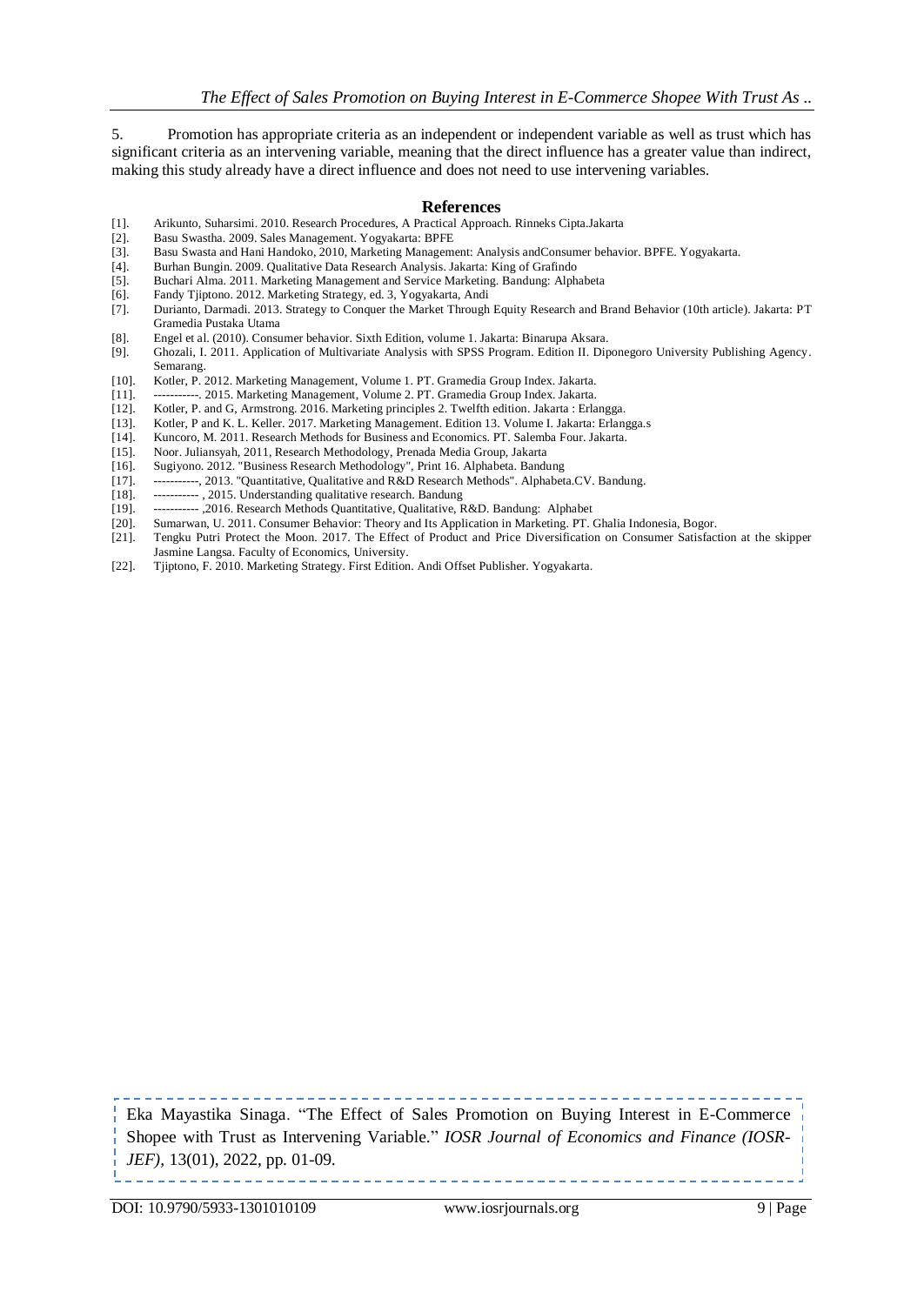5. Promotion has appropriate criteria as an independent or independent variable as well as trust which has significant criteria as an intervening variable, meaning that the direct influence has a greater value than indirect, making this study already have a direct influence and does not need to use intervening variables.

## References

[1]. Arikunto, Suharsimi. 2010. Research Procedures, A Practical Approach. Rinneks Cipta.Jakarta
[2]. Basu Swastha. 2009. Sales Management. Yogyakarta: BPFE
[3]. Basu Swasta and Hani Handoko, 2010, Marketing Management: Analysis andConsumer behavior. BPFE. Yogyakarta.
[4]. Burhan Bungin. 2009. Qualitative Data Research Analysis. Jakarta: King of Grafindo
[5]. Buchari Alma. 2011. Marketing Management and Service Marketing. Bandung: Alphabeta
[6]. Fandy Tjiptono. 2012. Marketing Strategy, ed. 3, Yogyakarta, Andi
[7]. Durianto, Darmadi. 2013. Strategy to Conquer the Market Through Equity Research and Brand Behavior (10th article). Jakarta: PT Gramedia Pustaka Utama
[8]. Engel et al. (2010). Consumer behavior. Sixth Edition, volume 1. Jakarta: Binarupa Aksara.
[9]. Ghozali, I. 2011. Application of Multivariate Analysis with SPSS Program. Edition II. Diponegoro University Publishing Agency. Semarang.
[10]. Kotler, P. 2012. Marketing Management, Volume 1. PT. Gramedia Group Index. Jakarta.
[11]. -----------. 2015. Marketing Management, Volume 2. PT. Gramedia Group Index. Jakarta.
[12]. Kotler, P. and G, Armstrong. 2016. Marketing principles 2. Twelfth edition. Jakarta : Erlangga.
[13]. Kotler, P and K. L. Keller. 2017. Marketing Management. Edition 13. Volume I. Jakarta: Erlangga.s
[14]. Kuncoro, M. 2011. Research Methods for Business and Economics. PT. Salemba Four. Jakarta.
[15]. Noor. Juliansyah, 2011, Research Methodology, Prenada Media Group, Jakarta
[16]. Sugiyono. 2012. "Business Research Methodology", Print 16. Alphabeta. Bandung
[17]. -----------, 2013. "Quantitative, Qualitative and R&D Research Methods". Alphabeta.CV. Bandung.
[18]. ----------- , 2015. Understanding qualitative research. Bandung
[19]. ----------- ,2016. Research Methods Quantitative, Qualitative, R&D. Bandung: Alphabet
[20]. Sumarwan, U. 2011. Consumer Behavior: Theory and Its Application in Marketing. PT. Ghalia Indonesia, Bogor.
[21]. Tengku Putri Protect the Moon. 2017. The Effect of Product and Price Diversification on Consumer Satisfaction at the skipper Jasmine Langsa. Faculty of Economics, University.
[22]. Tjiptono, F. 2010. Marketing Strategy. First Edition. Andi Offset Publisher. Yogyakarta.

Eka Mayastika Sinaga. "The Effect of Sales Promotion on Buying Interest in E-Commerce Shopee with Trust as Intervening Variable." *IOSR Journal of Economics and Finance (IOSR-JEF)*, 13(01), 2022, pp. 01-09.